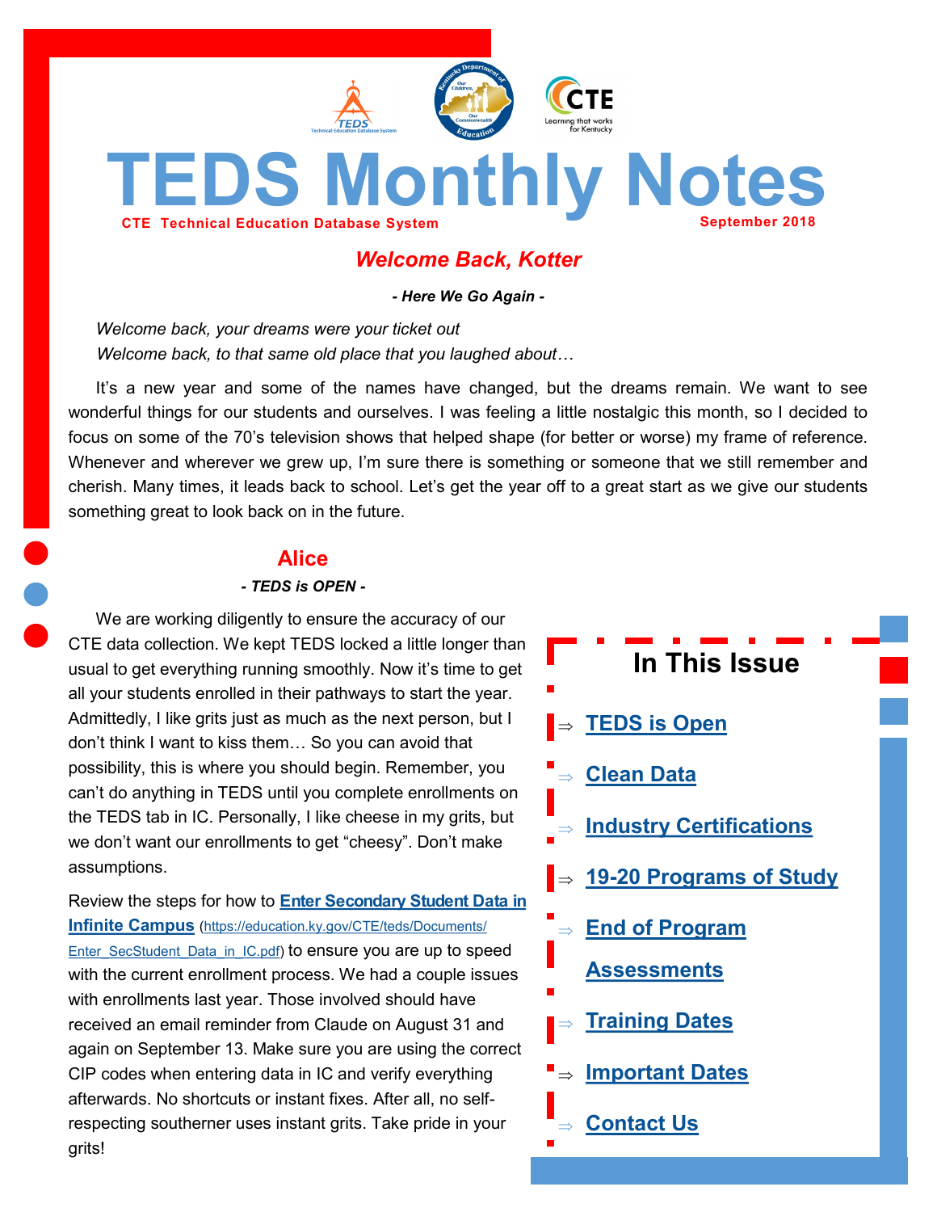# TEDS Monthly Notes

**CTE Technical Education Database System** **September 2018**

## *Welcome Back, Kotter*

***- Here We Go Again -***

*Welcome back, your dreams were your ticket out*
*Welcome back, to that same old place that you laughed about…*

It's a new year and some of the names have changed, but the dreams remain. We want to see wonderful things for our students and ourselves. I was feeling a little nostalgic this month, so I decided to focus on some of the 70's television shows that helped shape (for better or worse) my frame of reference. Whenever and wherever we grew up, I'm sure there is something or someone that we still remember and cherish. Many times, it leads back to school. Let's get the year off to a great start as we give our students something great to look back on in the future.

## Alice

***- TEDS is OPEN -***

We are working diligently to ensure the accuracy of our CTE data collection. We kept TEDS locked a little longer than usual to get everything running smoothly. Now it's time to get all your students enrolled in their pathways to start the year. Admittedly, I like grits just as much as the next person, but I don't think I want to kiss them… So you can avoid that possibility, this is where you should begin. Remember, you can't do anything in TEDS until you complete enrollments on the TEDS tab in IC. Personally, I like cheese in my grits, but we don't want our enrollments to get "cheesy". Don't make assumptions.

Review the steps for how to **Enter Secondary Student Data in Infinite Campus** (https://education.ky.gov/CTE/teds/Documents/Enter_SecStudent_Data_in_IC.pdf) to ensure you are up to speed with the current enrollment process. We had a couple issues with enrollments last year. Those involved should have received an email reminder from Claude on August 31 and again on September 13. Make sure you are using the correct CIP codes when entering data in IC and verify everything afterwards. No shortcuts or instant fixes. After all, no self-respecting southerner uses instant grits. Take pride in your grits!

## In This Issue

- ⇒ **TEDS is Open**
- ⇒ **Clean Data**
- ⇒ **Industry Certifications**
- ⇒ **19-20 Programs of Study**
- ⇒ **End of Program Assessments**
- ⇒ **Training Dates**
- ⇒ **Important Dates**
- ⇒ **Contact Us**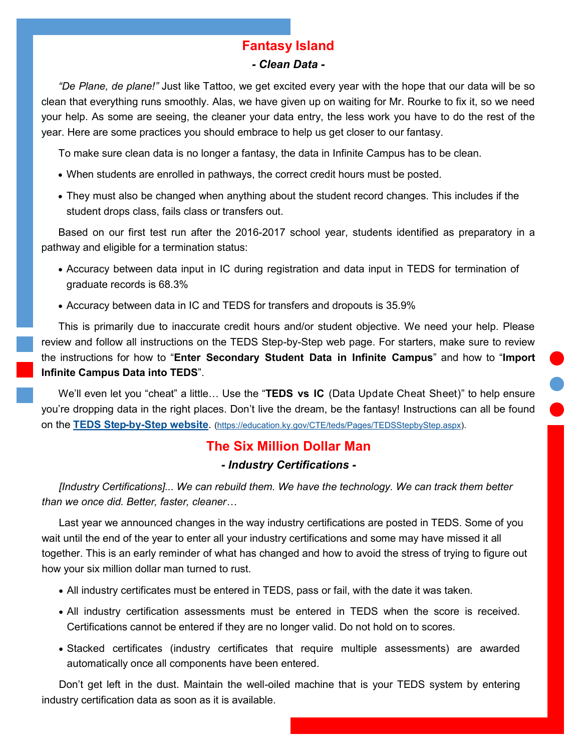## Fantasy Island

### *- Clean Data -*

*"De Plane, de plane!"* Just like Tattoo, we get excited every year with the hope that our data will be so clean that everything runs smoothly. Alas, we have given up on waiting for Mr. Rourke to fix it, so we need your help. As some are seeing, the cleaner your data entry, the less work you have to do the rest of the year. Here are some practices you should embrace to help us get closer to our fantasy.

To make sure clean data is no longer a fantasy, the data in Infinite Campus has to be clean.

- When students are enrolled in pathways, the correct credit hours must be posted.
- They must also be changed when anything about the student record changes. This includes if the student drops class, fails class or transfers out.

Based on our first test run after the 2016-2017 school year, students identified as preparatory in a pathway and eligible for a termination status:

- Accuracy between data input in IC during registration and data input in TEDS for termination of graduate records is 68.3%
- Accuracy between data in IC and TEDS for transfers and dropouts is 35.9%

This is primarily due to inaccurate credit hours and/or student objective. We need your help. Please review and follow all instructions on the TEDS Step-by-Step web page. For starters, make sure to review the instructions for how to "**Enter Secondary Student Data in Infinite Campus**" and how to "**Import Infinite Campus Data into TEDS**".

We'll even let you "cheat" a little… Use the "**TEDS vs IC** (Data Update Cheat Sheet)" to help ensure you're dropping data in the right places. Don't live the dream, be the fantasy! Instructions can all be found on the **TEDS Step-by-Step website**. (https://education.ky.gov/CTE/teds/Pages/TEDSStepbyStep.aspx).

## The Six Million Dollar Man

### *- Industry Certifications -*

*[Industry Certifications]... We can rebuild them. We have the technology. We can track them better than we once did. Better, faster, cleaner…*

Last year we announced changes in the way industry certifications are posted in TEDS. Some of you wait until the end of the year to enter all your industry certifications and some may have missed it all together. This is an early reminder of what has changed and how to avoid the stress of trying to figure out how your six million dollar man turned to rust.

- All industry certificates must be entered in TEDS, pass or fail, with the date it was taken.
- All industry certification assessments must be entered in TEDS when the score is received. Certifications cannot be entered if they are no longer valid. Do not hold on to scores.
- Stacked certificates (industry certificates that require multiple assessments) are awarded automatically once all components have been entered.

Don't get left in the dust. Maintain the well-oiled machine that is your TEDS system by entering industry certification data as soon as it is available.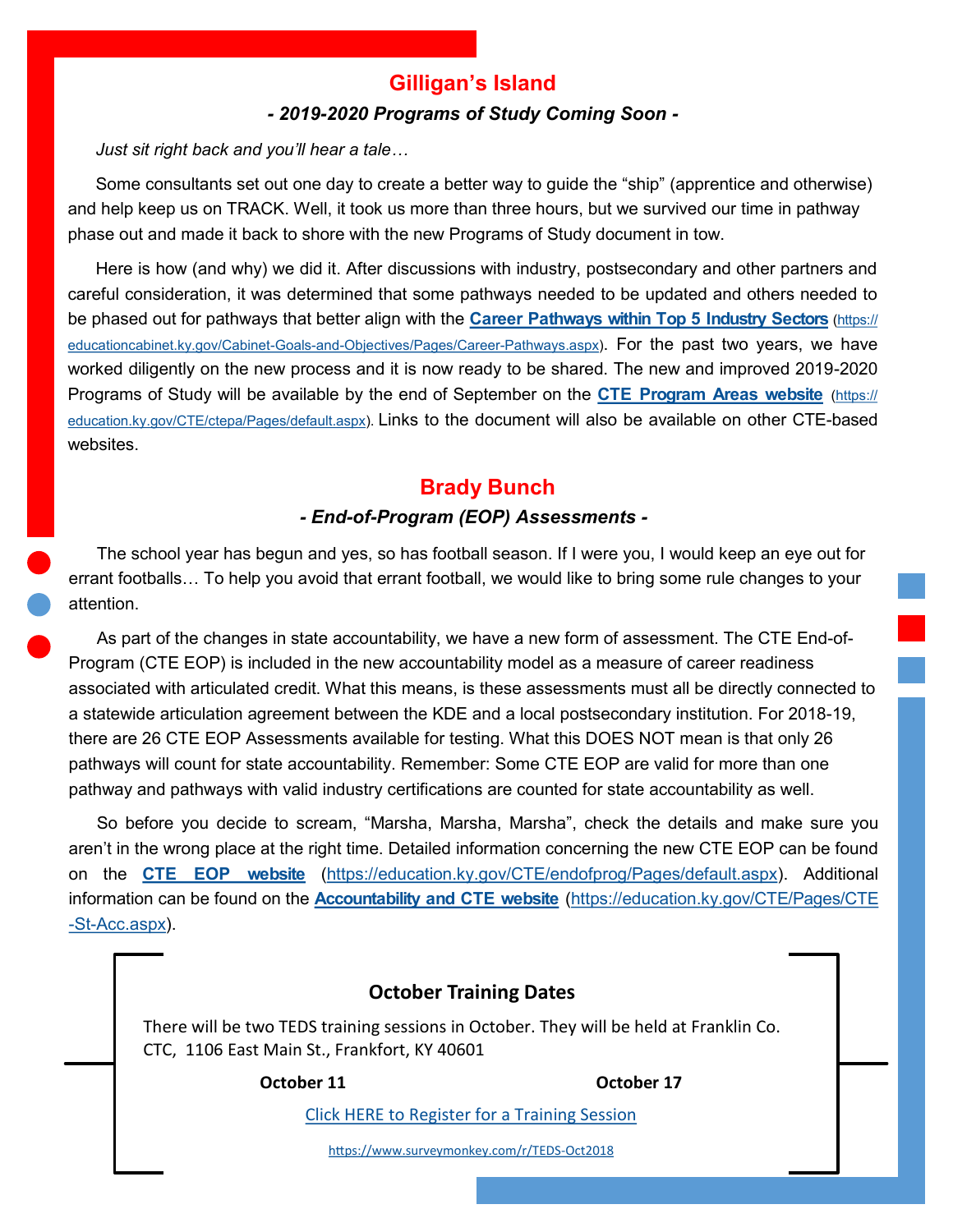## Gilligan's Island

### *- 2019-2020 Programs of Study Coming Soon -*

*Just sit right back and you'll hear a tale…*

Some consultants set out one day to create a better way to guide the "ship" (apprentice and otherwise) and help keep us on TRACK. Well, it took us more than three hours, but we survived our time in pathway phase out and made it back to shore with the new Programs of Study document in tow.

Here is how (and why) we did it. After discussions with industry, postsecondary and other partners and careful consideration, it was determined that some pathways needed to be updated and others needed to be phased out for pathways that better align with the **Career Pathways within Top 5 Industry Sectors** (https://educationcabinet.ky.gov/Cabinet-Goals-and-Objectives/Pages/Career-Pathways.aspx). For the past two years, we have worked diligently on the new process and it is now ready to be shared. The new and improved 2019-2020 Programs of Study will be available by the end of September on the **CTE Program Areas website** (https://education.ky.gov/CTE/ctepa/Pages/default.aspx). Links to the document will also be available on other CTE-based websites.

## Brady Bunch

### *- End-of-Program (EOP) Assessments -*

The school year has begun and yes, so has football season. If I were you, I would keep an eye out for errant footballs… To help you avoid that errant football, we would like to bring some rule changes to your attention.

As part of the changes in state accountability, we have a new form of assessment. The CTE End-of-Program (CTE EOP) is included in the new accountability model as a measure of career readiness associated with articulated credit. What this means, is these assessments must all be directly connected to a statewide articulation agreement between the KDE and a local postsecondary institution. For 2018-19, there are 26 CTE EOP Assessments available for testing. What this DOES NOT mean is that only 26 pathways will count for state accountability. Remember: Some CTE EOP are valid for more than one pathway and pathways with valid industry certifications are counted for state accountability as well.

So before you decide to scream, "Marsha, Marsha, Marsha", check the details and make sure you aren't in the wrong place at the right time. Detailed information concerning the new CTE EOP can be found on the **CTE EOP website** (https://education.ky.gov/CTE/endofprog/Pages/default.aspx). Additional information can be found on the **Accountability and CTE website** (https://education.ky.gov/CTE/Pages/CTE-St-Acc.aspx).

### October Training Dates

There will be two TEDS training sessions in October. They will be held at Franklin Co. CTC, 1106 East Main St., Frankfort, KY 40601

**October 11** **October 17**

Click HERE to Register for a Training Session

https://www.surveymonkey.com/r/TEDS-Oct2018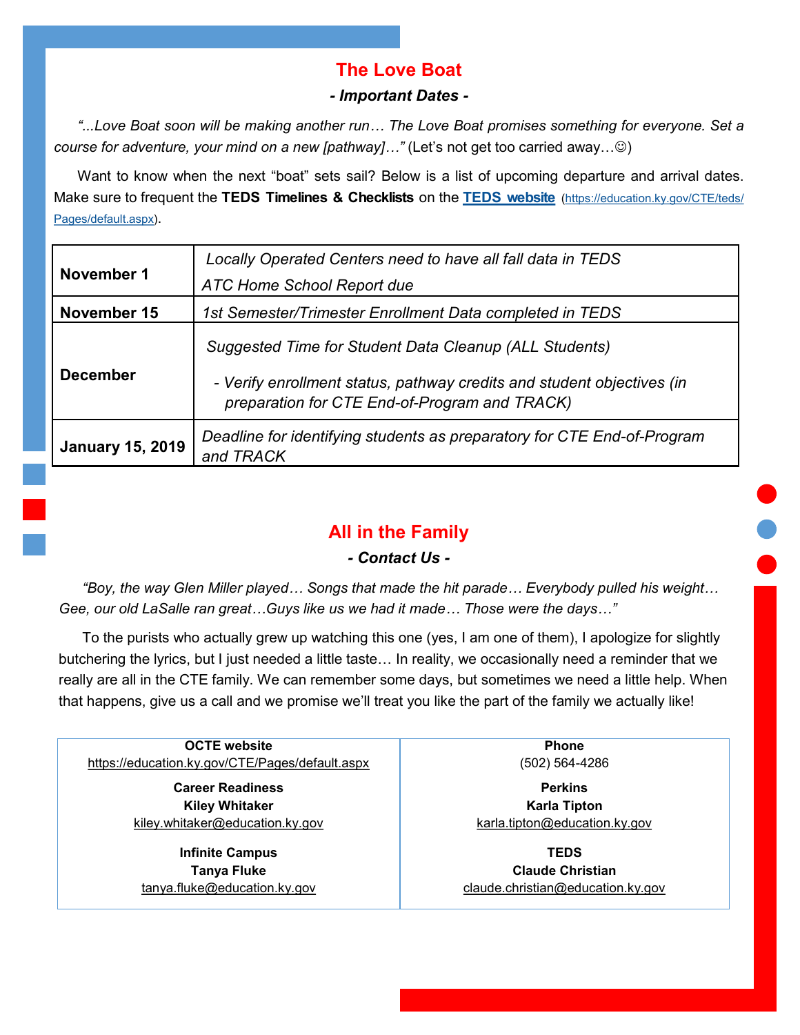## The Love Boat

***- Important Dates -***

*"...Love Boat soon will be making another run… The Love Boat promises something for everyone. Set a course for adventure, your mind on a new [pathway]…"* (Let's not get too carried away…☺)

Want to know when the next "boat" sets sail? Below is a list of upcoming departure and arrival dates. Make sure to frequent the **TEDS Timelines & Checklists** on the **[TEDS website](https://education.ky.gov/CTE/teds/Pages/default.aspx)** (https://education.ky.gov/CTE/teds/Pages/default.aspx).

| | |
|---|---|
| **November 1** | *Locally Operated Centers need to have all fall data in TEDS*<br>*ATC Home School Report due* |
| **November 15** | *1st Semester/Trimester Enrollment Data completed in TEDS* |
| **December** | *Suggested Time for Student Data Cleanup (ALL Students)*<br>*- Verify enrollment status, pathway credits and student objectives (in preparation for CTE End-of-Program and TRACK)* |
| **January 15, 2019** | *Deadline for identifying students as preparatory for CTE End-of-Program and TRACK* |

## All in the Family

***- Contact Us -***

*"Boy, the way Glen Miller played… Songs that made the hit parade… Everybody pulled his weight… Gee, our old LaSalle ran great…Guys like us we had it made… Those were the days…"*

To the purists who actually grew up watching this one (yes, I am one of them), I apologize for slightly butchering the lyrics, but I just needed a little taste… In reality, we occasionally need a reminder that we really are all in the CTE family. We can remember some days, but sometimes we need a little help. When that happens, give us a call and we promise we'll treat you like the part of the family we actually like!

| | |
|---|---|
| **OCTE website**<br>https://education.ky.gov/CTE/Pages/default.aspx | **Phone**<br>(502) 564-4286 |
| **Career Readiness**<br>**Kiley Whitaker**<br>kiley.whitaker@education.ky.gov | **Perkins**<br>**Karla Tipton**<br>karla.tipton@education.ky.gov |
| **Infinite Campus**<br>**Tanya Fluke**<br>tanya.fluke@education.ky.gov | **TEDS**<br>**Claude Christian**<br>claude.christian@education.ky.gov |